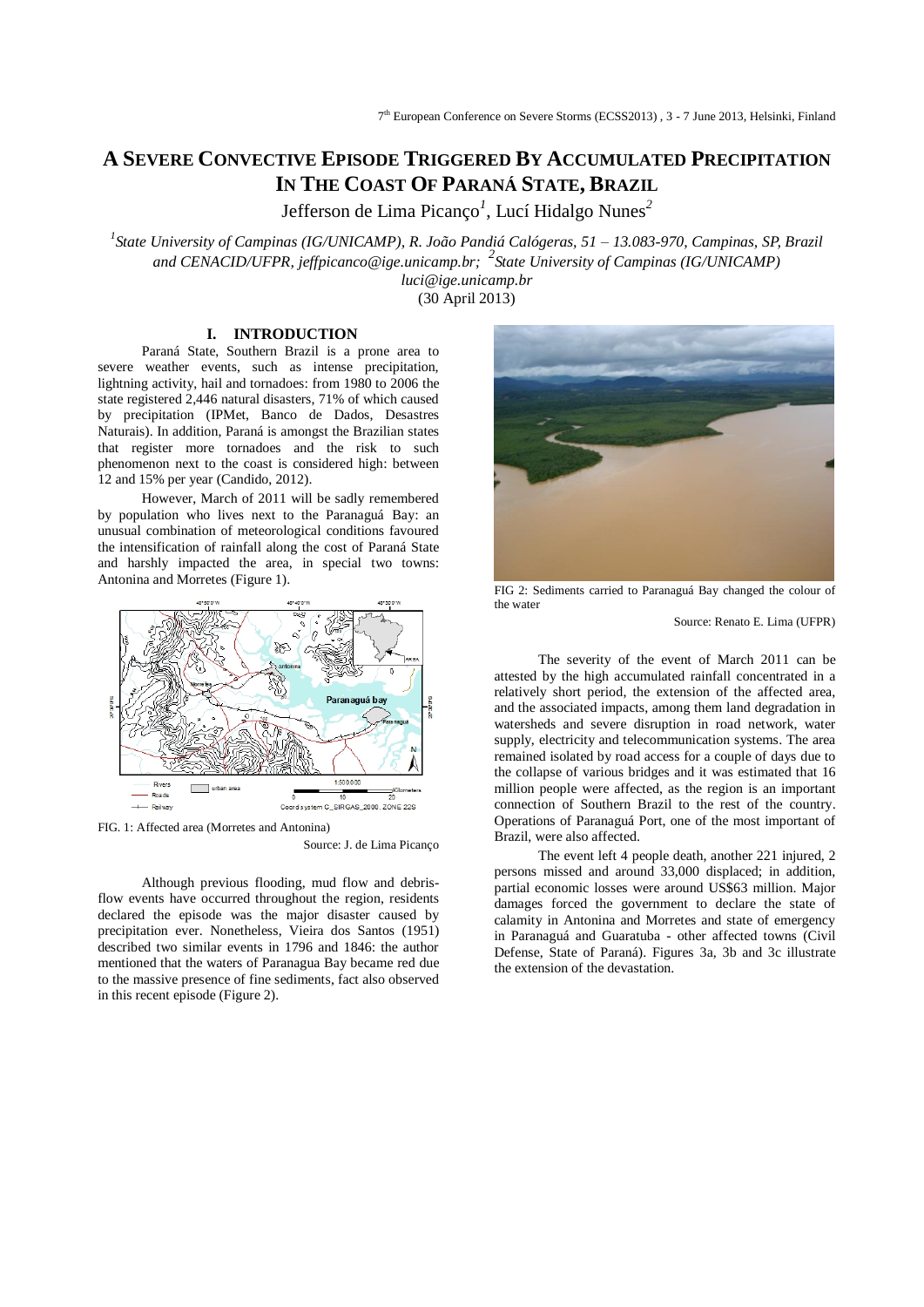# A SEVERE CONVECTIVE EPISODE TRIGGERED BY ACCUMULATED PRECIPITATION IN THE COAST OF PARANÁ STATE, BRAZIL

Jefferson de Lima Picanço[1], Lucí Hidalgo Nunes[2]

[1]*State University of Campinas (IG/UNICAMP), R. João Pandiá Calógeras, 51 – 13.083-970, Campinas, SP, Brazil and CENACID/UFPR, jeffpicanco@ige.unicamp.br;* [2]*State University of Campinas (IG/UNICAMP) luci@ige.unicamp.br*

(30 April 2013)

## I. INTRODUCTION

Paraná State, Southern Brazil is a prone area to severe weather events, such as intense precipitation, lightning activity, hail and tornadoes: from 1980 to 2006 the state registered 2,446 natural disasters, 71% of which caused by precipitation (IPMet, Banco de Dados, Desastres Naturais). In addition, Paraná is amongst the Brazilian states that register more tornadoes and the risk to such phenomenon next to the coast is considered high: between 12 and 15% per year (Candido, 2012).

However, March of 2011 will be sadly remembered by population who lives next to the Paranaguá Bay: an unusual combination of meteorological conditions favoured the intensification of rainfall along the cost of Paraná State and harshly impacted the area, in special two towns: Antonina and Morretes (Figure 1).

FIG. 1: Affected area (Morretes and Antonina)

Source: J. de Lima Picanço

Although previous flooding, mud flow and debris-flow events have occurred throughout the region, residents declared the episode was the major disaster caused by precipitation ever. Nonetheless, Vieira dos Santos (1951) described two similar events in 1796 and 1846: the author mentioned that the waters of Paranagua Bay became red due to the massive presence of fine sediments, fact also observed in this recent episode (Figure 2).

FIG 2: Sediments carried to Paranaguá Bay changed the colour of the water

Source: Renato E. Lima (UFPR)

The severity of the event of March 2011 can be attested by the high accumulated rainfall concentrated in a relatively short period, the extension of the affected area, and the associated impacts, among them land degradation in watersheds and severe disruption in road network, water supply, electricity and telecommunication systems. The area remained isolated by road access for a couple of days due to the collapse of various bridges and it was estimated that 16 million people were affected, as the region is an important connection of Southern Brazil to the rest of the country. Operations of Paranaguá Port, one of the most important of Brazil, were also affected.

The event left 4 people death, another 221 injured, 2 persons missed and around 33,000 displaced; in addition, partial economic losses were around US$63 million. Major damages forced the government to declare the state of calamity in Antonina and Morretes and state of emergency in Paranaguá and Guaratuba - other affected towns (Civil Defense, State of Paraná). Figures 3a, 3b and 3c illustrate the extension of the devastation.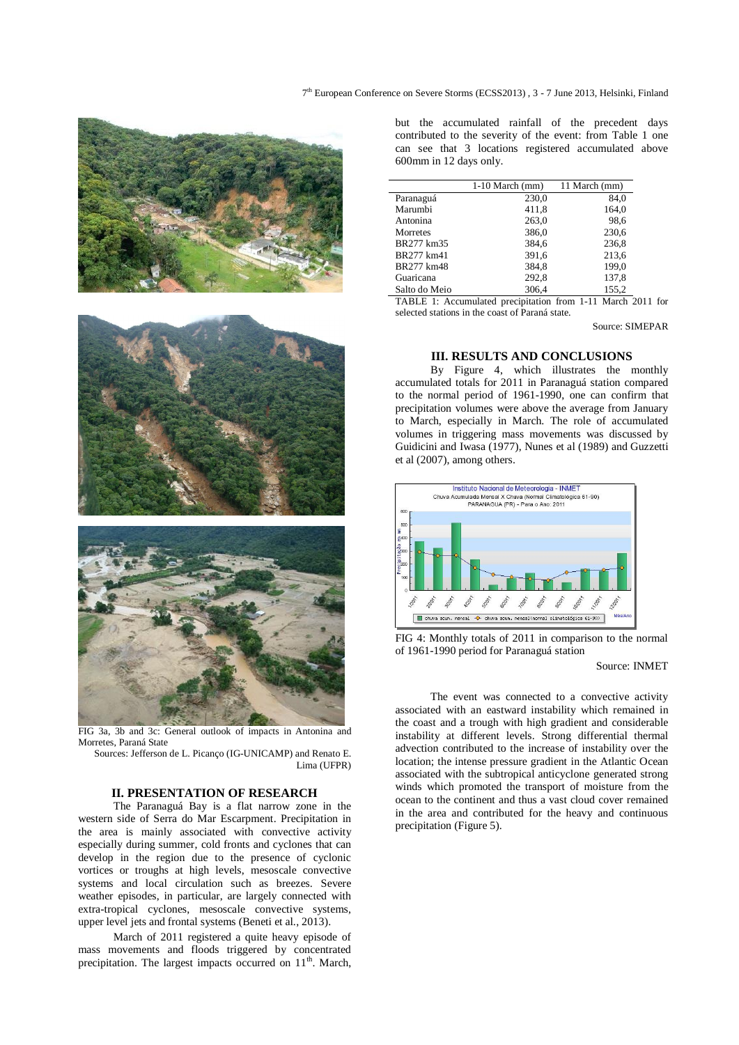FIG 3a, 3b and 3c: General outlook of impacts in Antonina and Morretes, Paraná State

Sources: Jefferson de L. Picanço (IG-UNICAMP) and Renato E. Lima (UFPR)

## II. PRESENTATION OF RESEARCH

The Paranaguá Bay is a flat narrow zone in the western side of Serra do Mar Escarpment. Precipitation in the area is mainly associated with convective activity especially during summer, cold fronts and cyclones that can develop in the region due to the presence of cyclonic vortices or troughs at high levels, mesoscale convective systems and local circulation such as breezes. Severe weather episodes, in particular, are largely connected with extra-tropical cyclones, mesoscale convective systems, upper level jets and frontal systems (Beneti et al., 2013).

March of 2011 registered a quite heavy episode of mass movements and floods triggered by concentrated precipitation. The largest impacts occurred on 11th. March, but the accumulated rainfall of the precedent days contributed to the severity of the event: from Table 1 one can see that 3 locations registered accumulated above 600mm in 12 days only.

| | 1-10 March (mm) | 11 March (mm) |
|---|---|---|
| Paranaguá | 230,0 | 84,0 |
| Marumbi | 411,8 | 164,0 |
| Antonina | 263,0 | 98,6 |
| Morretes | 386,0 | 230,6 |
| BR277 km35 | 384,6 | 236,8 |
| BR277 km41 | 391,6 | 213,6 |
| BR277 km48 | 384,8 | 199,0 |
| Guaricana | 292,8 | 137,8 |
| Salto do Meio | 306,4 | 155,2 |

TABLE 1: Accumulated precipitation from 1-11 March 2011 for selected stations in the coast of Paraná state.

Source: SIMEPAR

## III. RESULTS AND CONCLUSIONS

By Figure 4, which illustrates the monthly accumulated totals for 2011 in Paranaguá station compared to the normal period of 1961-1990, one can confirm that precipitation volumes were above the average from January to March, especially in March. The role of accumulated volumes in triggering mass movements was discussed by Guidicini and Iwasa (1977), Nunes et al (1989) and Guzzetti et al (2007), among others.

FIG 4: Monthly totals of 2011 in comparison to the normal of 1961-1990 period for Paranaguá station

Source: INMET

The event was connected to a convective activity associated with an eastward instability which remained in the coast and a trough with high gradient and considerable instability at different levels. Strong differential thermal advection contributed to the increase of instability over the location; the intense pressure gradient in the Atlantic Ocean associated with the subtropical anticyclone generated strong winds which promoted the transport of moisture from the ocean to the continent and thus a vast cloud cover remained in the area and contributed for the heavy and continuous precipitation (Figure 5).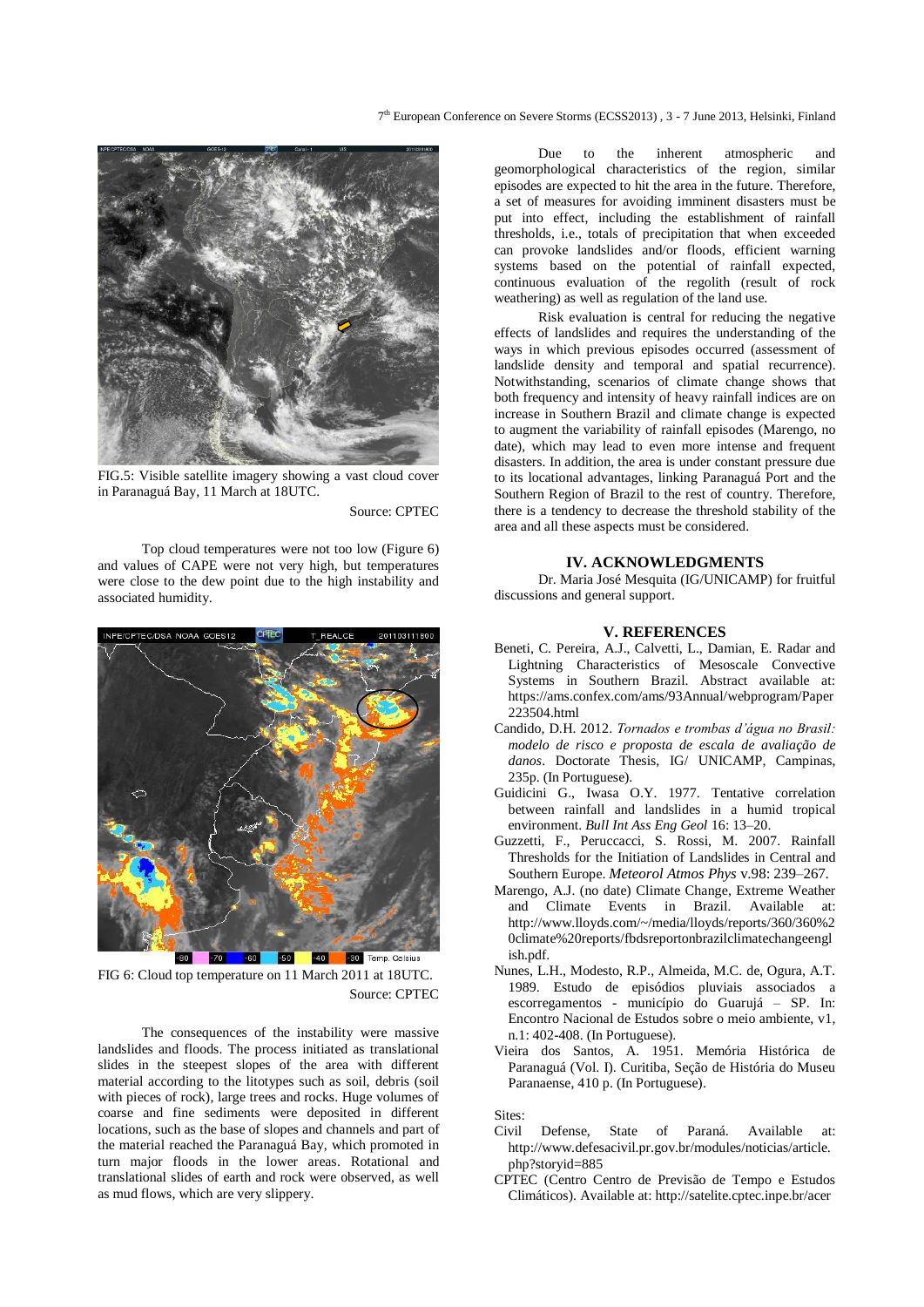FIG.5: Visible satellite imagery showing a vast cloud cover in Paranaguá Bay, 11 March at 18UTC.

Source: CPTEC

Top cloud temperatures were not too low (Figure 6) and values of CAPE were not very high, but temperatures were close to the dew point due to the high instability and associated humidity.

FIG 6: Cloud top temperature on 11 March 2011 at 18UTC.

Source: CPTEC

The consequences of the instability were massive landslides and floods. The process initiated as translational slides in the steepest slopes of the area with different material according to the litotypes such as soil, debris (soil with pieces of rock), large trees and rocks. Huge volumes of coarse and fine sediments were deposited in different locations, such as the base of slopes and channels and part of the material reached the Paranaguá Bay, which promoted in turn major floods in the lower areas. Rotational and translational slides of earth and rock were observed, as well as mud flows, which are very slippery.

Due to the inherent atmospheric and geomorphological characteristics of the region, similar episodes are expected to hit the area in the future. Therefore, a set of measures for avoiding imminent disasters must be put into effect, including the establishment of rainfall thresholds, i.e., totals of precipitation that when exceeded can provoke landslides and/or floods, efficient warning systems based on the potential of rainfall expected, continuous evaluation of the regolith (result of rock weathering) as well as regulation of the land use.

Risk evaluation is central for reducing the negative effects of landslides and requires the understanding of the ways in which previous episodes occurred (assessment of landslide density and temporal and spatial recurrence). Notwithstanding, scenarios of climate change shows that both frequency and intensity of heavy rainfall indices are on increase in Southern Brazil and climate change is expected to augment the variability of rainfall episodes (Marengo, no date), which may lead to even more intense and frequent disasters. In addition, the area is under constant pressure due to its locational advantages, linking Paranaguá Port and the Southern Region of Brazil to the rest of country. Therefore, there is a tendency to decrease the threshold stability of the area and all these aspects must be considered.

## IV. ACKNOWLEDGMENTS

Dr. Maria José Mesquita (IG/UNICAMP) for fruitful discussions and general support.

## V. REFERENCES

Beneti, C. Pereira, A.J., Calvetti, L., Damian, E. Radar and Lightning Characteristics of Mesoscale Convective Systems in Southern Brazil. Abstract available at: https://ams.confex.com/ams/93Annual/webprogram/Paper223504.html

Candido, D.H. 2012. *Tornados e trombas d'água no Brasil: modelo de risco e proposta de escala de avaliação de danos*. Doctorate Thesis, IG/ UNICAMP, Campinas, 235p. (In Portuguese).

Guidicini G., Iwasa O.Y. 1977. Tentative correlation between rainfall and landslides in a humid tropical environment. *Bull Int Ass Eng Geol* 16: 13–20.

Guzzetti, F., Peruccacci, S. Rossi, M. 2007. Rainfall Thresholds for the Initiation of Landslides in Central and Southern Europe. *Meteorol Atmos Phys* v.98: 239–267.

Marengo, A.J. (no date) Climate Change, Extreme Weather and Climate Events in Brazil. Available at: http://www.lloyds.com/~/media/lloyds/reports/360/360%20climate%20reports/fbdsreportonbrazilclimatechangeenglish.pdf.

Nunes, L.H., Modesto, R.P., Almeida, M.C. de, Ogura, A.T. 1989. Estudo de episódios pluviais associados a escorregamentos - município do Guarujá – SP. In: Encontro Nacional de Estudos sobre o meio ambiente, v1, n.1: 402-408. (In Portuguese).

Vieira dos Santos, A. 1951. Memória Histórica de Paranaguá (Vol. I). Curitiba, Seção de História do Museu Paranaense, 410 p. (In Portuguese).

Sites:

Civil Defense, State of Paraná. Available at: http://www.defesacivil.pr.gov.br/modules/noticias/article.php?storyid=885

CPTEC (Centro Centro de Previsão de Tempo e Estudos Climáticos). Available at: http://satelite.cptec.inpe.br/acer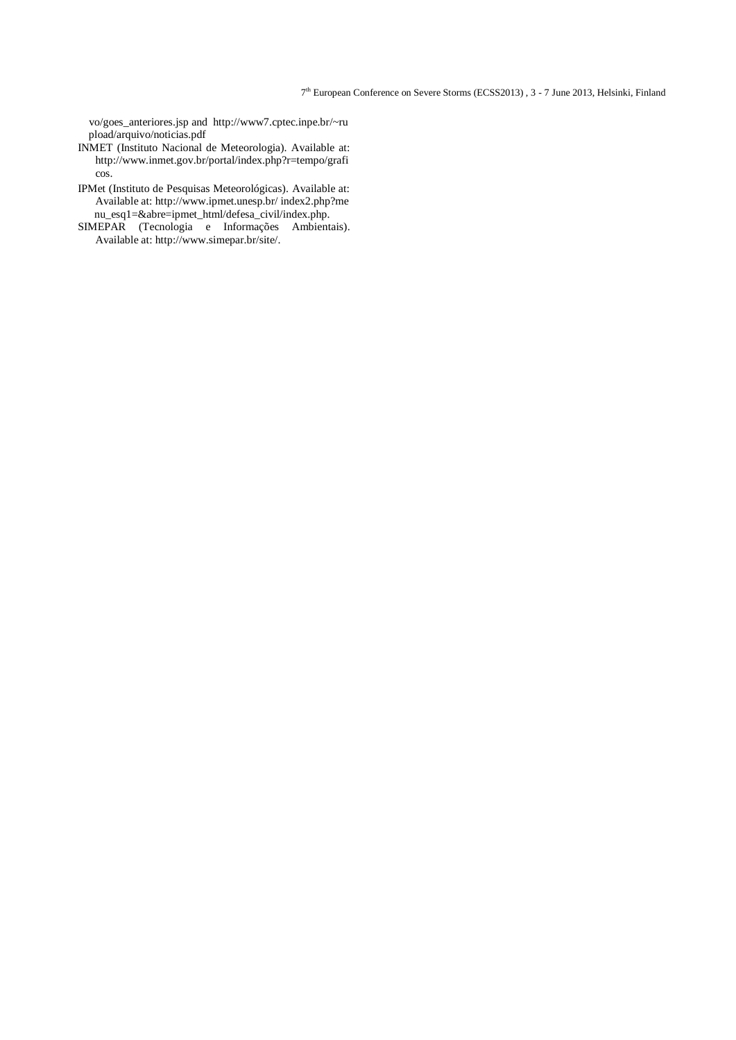vo/goes_anteriores.jsp and http://www7.cptec.inpe.br/~rupload/arquivo/noticias.pdf

INMET (Instituto Nacional de Meteorologia). Available at: http://www.inmet.gov.br/portal/index.php?r=tempo/graficos.

IPMet (Instituto de Pesquisas Meteorológicas). Available at: Available at: http://www.ipmet.unesp.br/ index2.php?menu_esq1=&abre=ipmet_html/defesa_civil/index.php.

SIMEPAR (Tecnologia e Informações Ambientais). Available at: http://www.simepar.br/site/.